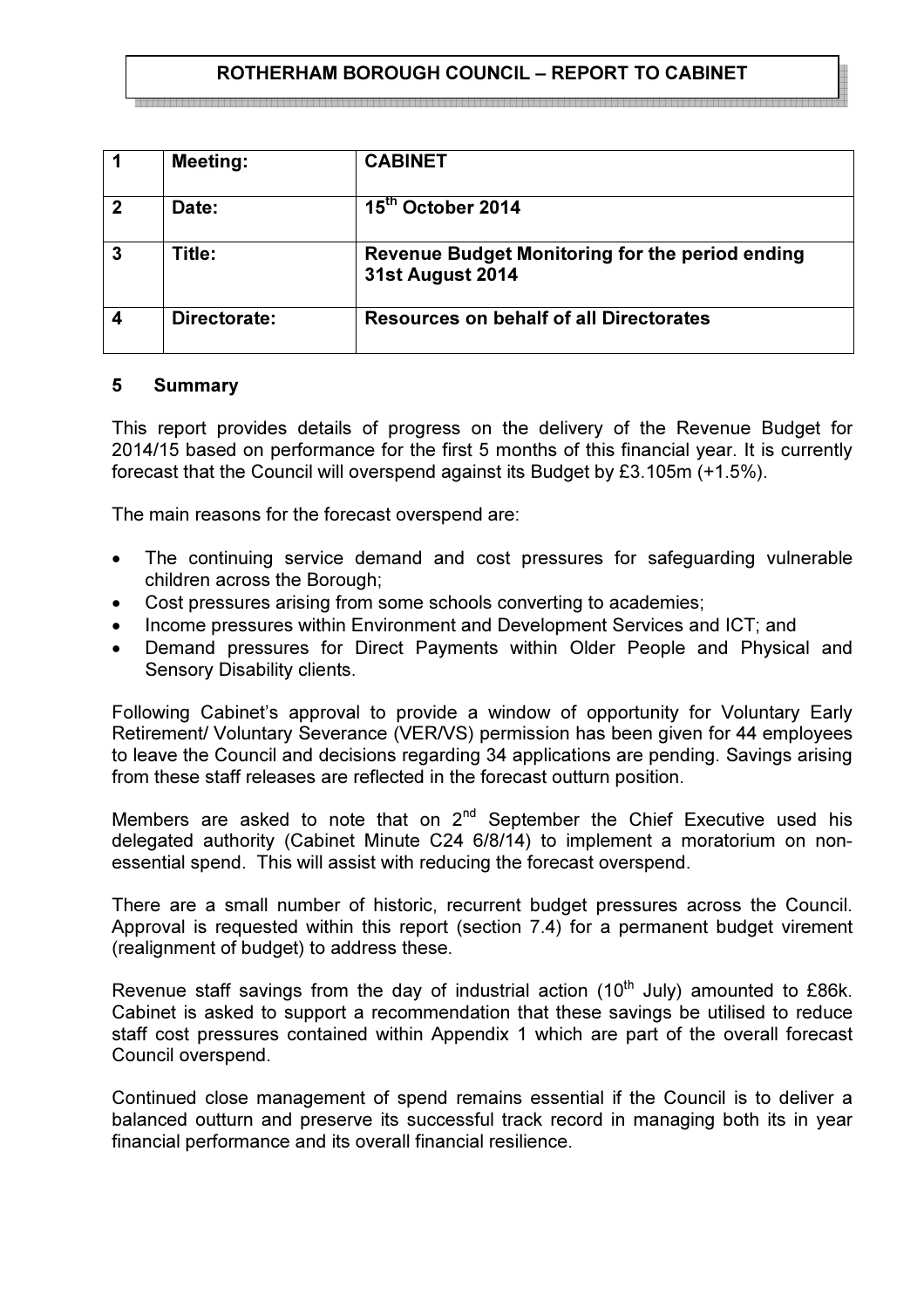# ROTHERHAM BOROUGH COUNCIL – REPORT TO CABINET

| 1 | Meeting: | CABINET |
|---|---|---|
| 2 | Date: | 15th October 2014 |
| 3 | Title: | Revenue Budget Monitoring for the period ending 31st August 2014 |
| 4 | Directorate: | Resources on behalf of all Directorates |

## 5 Summary

This report provides details of progress on the delivery of the Revenue Budget for 2014/15 based on performance for the first 5 months of this financial year. It is currently forecast that the Council will overspend against its Budget by £3.105m (+1.5%).

The main reasons for the forecast overspend are:

- The continuing service demand and cost pressures for safeguarding vulnerable children across the Borough;
- Cost pressures arising from some schools converting to academies;
- Income pressures within Environment and Development Services and ICT; and
- Demand pressures for Direct Payments within Older People and Physical and Sensory Disability clients.

Following Cabinet's approval to provide a window of opportunity for Voluntary Early Retirement/ Voluntary Severance (VER/VS) permission has been given for 44 employees to leave the Council and decisions regarding 34 applications are pending. Savings arising from these staff releases are reflected in the forecast outturn position.

Members are asked to note that on 2nd September the Chief Executive used his delegated authority (Cabinet Minute C24 6/8/14) to implement a moratorium on non-essential spend. This will assist with reducing the forecast overspend.

There are a small number of historic, recurrent budget pressures across the Council. Approval is requested within this report (section 7.4) for a permanent budget virement (realignment of budget) to address these.

Revenue staff savings from the day of industrial action (10th July) amounted to £86k. Cabinet is asked to support a recommendation that these savings be utilised to reduce staff cost pressures contained within Appendix 1 which are part of the overall forecast Council overspend.

Continued close management of spend remains essential if the Council is to deliver a balanced outturn and preserve its successful track record in managing both its in year financial performance and its overall financial resilience.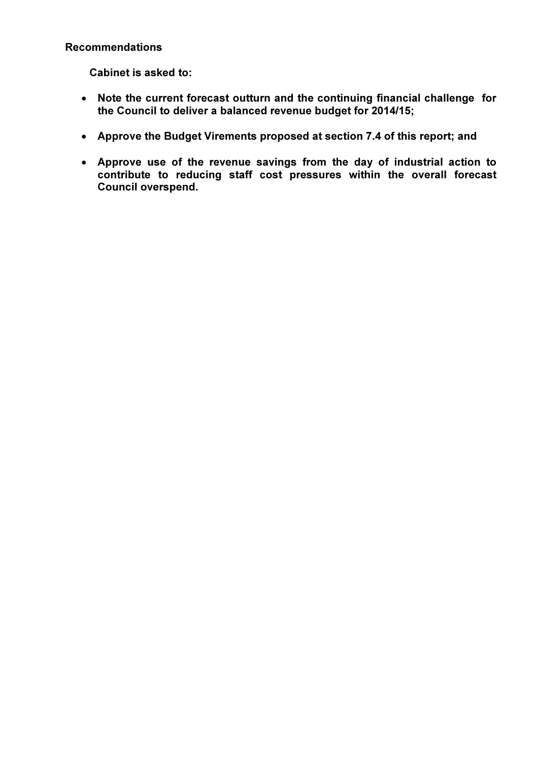**Recommendations**

**Cabinet is asked to:**

- **Note the current forecast outturn and the continuing financial challenge for the Council to deliver a balanced revenue budget for 2014/15;**
- **Approve the Budget Virements proposed at section 7.4 of this report; and**
- **Approve use of the revenue savings from the day of industrial action to contribute to reducing staff cost pressures within the overall forecast Council overspend.**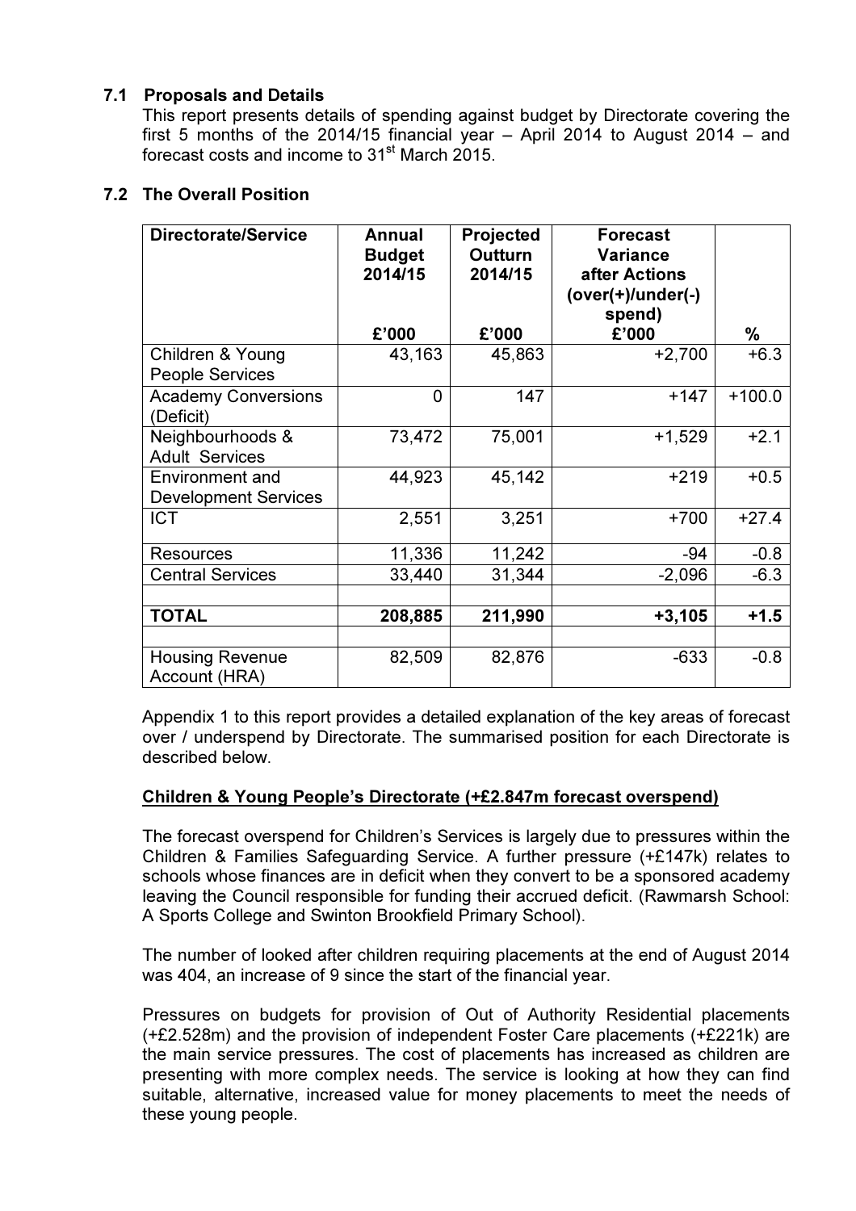## 7.1 Proposals and Details

This report presents details of spending against budget by Directorate covering the first 5 months of the 2014/15 financial year – April 2014 to August 2014 – and forecast costs and income to 31st March 2015.

## 7.2 The Overall Position

| Directorate/Service | Annual Budget 2014/15<br>£'000 | Projected Outturn 2014/15<br>£'000 | Forecast Variance after Actions (over(+)/under(-) spend)<br>£'000 | %<br> |
|---|---|---|---|---|
| Children & Young People Services | 43,163 | 45,863 | +2,700 | +6.3 |
| Academy Conversions (Deficit) | 0 | 147 | +147 | +100.0 |
| Neighbourhoods & Adult Services | 73,472 | 75,001 | +1,529 | +2.1 |
| Environment and Development Services | 44,923 | 45,142 | +219 | +0.5 |
| ICT | 2,551 | 3,251 | +700 | +27.4 |
| Resources | 11,336 | 11,242 | -94 | -0.8 |
| Central Services | 33,440 | 31,344 | -2,096 | -6.3 |
| | | | | |
| **TOTAL** | **208,885** | **211,990** | **+3,105** | **+1.5** |
| | | | | |
| Housing Revenue Account (HRA) | 82,509 | 82,876 | -633 | -0.8 |

Appendix 1 to this report provides a detailed explanation of the key areas of forecast over / underspend by Directorate. The summarised position for each Directorate is described below.

**Children & Young People's Directorate (+£2.847m forecast overspend)**

The forecast overspend for Children's Services is largely due to pressures within the Children & Families Safeguarding Service. A further pressure (+£147k) relates to schools whose finances are in deficit when they convert to be a sponsored academy leaving the Council responsible for funding their accrued deficit. (Rawmarsh School: A Sports College and Swinton Brookfield Primary School).

The number of looked after children requiring placements at the end of August 2014 was 404, an increase of 9 since the start of the financial year.

Pressures on budgets for provision of Out of Authority Residential placements (+£2.528m) and the provision of independent Foster Care placements (+£221k) are the main service pressures. The cost of placements has increased as children are presenting with more complex needs. The service is looking at how they can find suitable, alternative, increased value for money placements to meet the needs of these young people.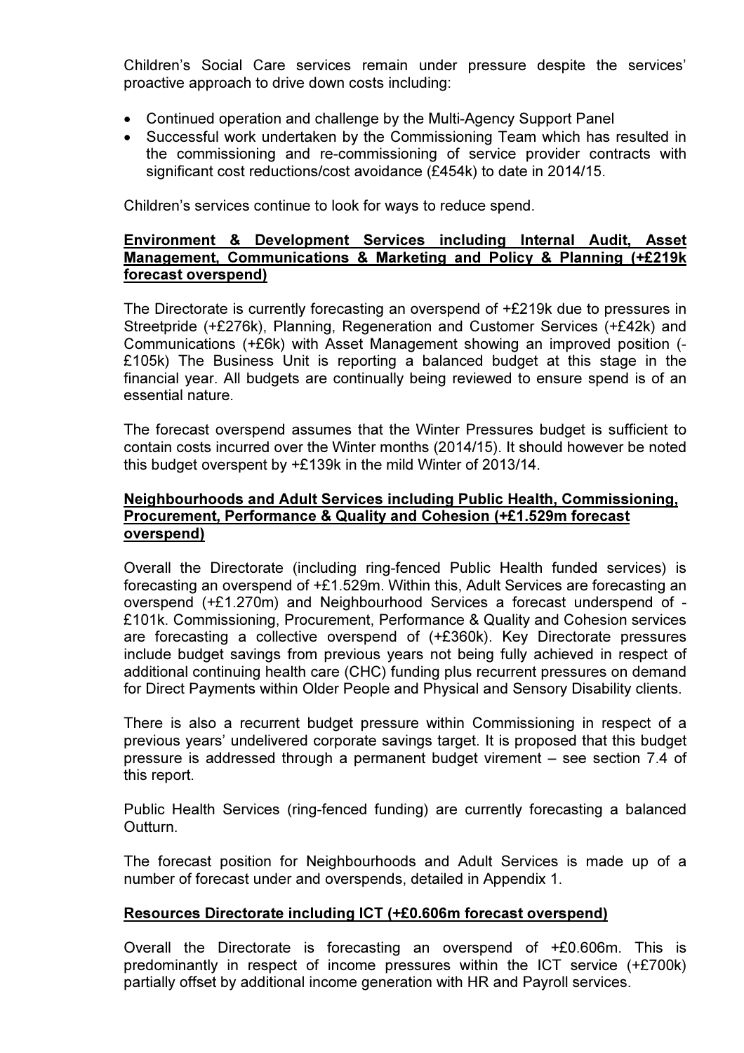Children's Social Care services remain under pressure despite the services' proactive approach to drive down costs including:

- Continued operation and challenge by the Multi-Agency Support Panel
- Successful work undertaken by the Commissioning Team which has resulted in the commissioning and re-commissioning of service provider contracts with significant cost reductions/cost avoidance (£454k) to date in 2014/15.

Children's services continue to look for ways to reduce spend.

**Environment & Development Services including Internal Audit, Asset Management, Communications & Marketing and Policy & Planning (+£219k forecast overspend)**

The Directorate is currently forecasting an overspend of +£219k due to pressures in Streetpride (+£276k), Planning, Regeneration and Customer Services (+£42k) and Communications (+£6k) with Asset Management showing an improved position (-£105k) The Business Unit is reporting a balanced budget at this stage in the financial year. All budgets are continually being reviewed to ensure spend is of an essential nature.

The forecast overspend assumes that the Winter Pressures budget is sufficient to contain costs incurred over the Winter months (2014/15). It should however be noted this budget overspent by +£139k in the mild Winter of 2013/14.

**Neighbourhoods and Adult Services including Public Health, Commissioning, Procurement, Performance & Quality and Cohesion (+£1.529m forecast overspend)**

Overall the Directorate (including ring-fenced Public Health funded services) is forecasting an overspend of +£1.529m. Within this, Adult Services are forecasting an overspend (+£1.270m) and Neighbourhood Services a forecast underspend of -£101k. Commissioning, Procurement, Performance & Quality and Cohesion services are forecasting a collective overspend of (+£360k). Key Directorate pressures include budget savings from previous years not being fully achieved in respect of additional continuing health care (CHC) funding plus recurrent pressures on demand for Direct Payments within Older People and Physical and Sensory Disability clients.

There is also a recurrent budget pressure within Commissioning in respect of a previous years' undelivered corporate savings target. It is proposed that this budget pressure is addressed through a permanent budget virement – see section 7.4 of this report.

Public Health Services (ring-fenced funding) are currently forecasting a balanced Outturn.

The forecast position for Neighbourhoods and Adult Services is made up of a number of forecast under and overspends, detailed in Appendix 1.

**Resources Directorate including ICT (+£0.606m forecast overspend)**

Overall the Directorate is forecasting an overspend of +£0.606m. This is predominantly in respect of income pressures within the ICT service (+£700k) partially offset by additional income generation with HR and Payroll services.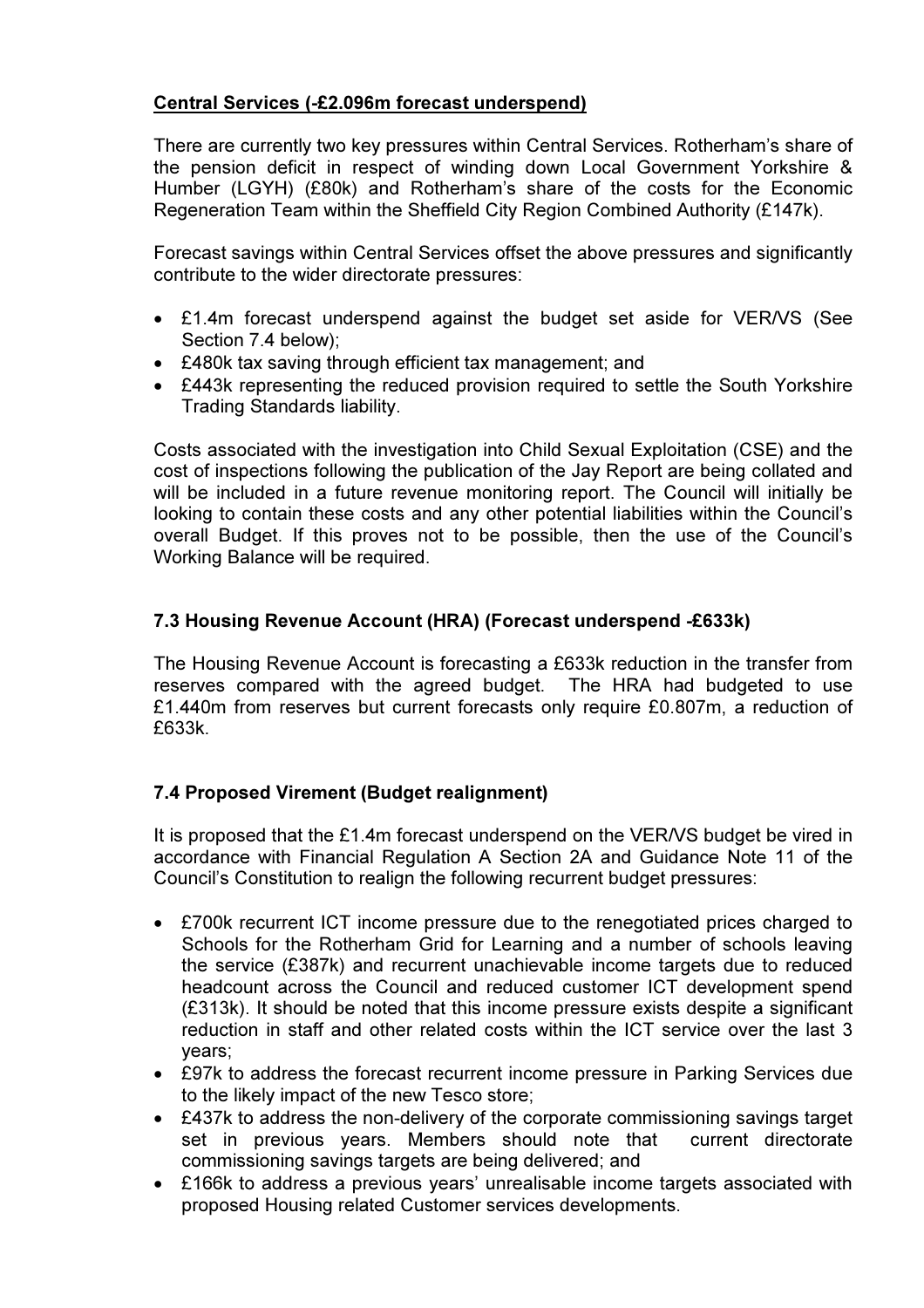**Central Services (-£2.096m forecast underspend)**

There are currently two key pressures within Central Services. Rotherham's share of the pension deficit in respect of winding down Local Government Yorkshire & Humber (LGYH) (£80k) and Rotherham's share of the costs for the Economic Regeneration Team within the Sheffield City Region Combined Authority (£147k).

Forecast savings within Central Services offset the above pressures and significantly contribute to the wider directorate pressures:

- £1.4m forecast underspend against the budget set aside for VER/VS (See Section 7.4 below);
- £480k tax saving through efficient tax management; and
- £443k representing the reduced provision required to settle the South Yorkshire Trading Standards liability.

Costs associated with the investigation into Child Sexual Exploitation (CSE) and the cost of inspections following the publication of the Jay Report are being collated and will be included in a future revenue monitoring report. The Council will initially be looking to contain these costs and any other potential liabilities within the Council's overall Budget. If this proves not to be possible, then the use of the Council's Working Balance will be required.

### 7.3 Housing Revenue Account (HRA) (Forecast underspend -£633k)

The Housing Revenue Account is forecasting a £633k reduction in the transfer from reserves compared with the agreed budget. The HRA had budgeted to use £1.440m from reserves but current forecasts only require £0.807m, a reduction of £633k.

### 7.4 Proposed Virement (Budget realignment)

It is proposed that the £1.4m forecast underspend on the VER/VS budget be vired in accordance with Financial Regulation A Section 2A and Guidance Note 11 of the Council's Constitution to realign the following recurrent budget pressures:

- £700k recurrent ICT income pressure due to the renegotiated prices charged to Schools for the Rotherham Grid for Learning and a number of schools leaving the service (£387k) and recurrent unachievable income targets due to reduced headcount across the Council and reduced customer ICT development spend (£313k). It should be noted that this income pressure exists despite a significant reduction in staff and other related costs within the ICT service over the last 3 years;
- £97k to address the forecast recurrent income pressure in Parking Services due to the likely impact of the new Tesco store;
- £437k to address the non-delivery of the corporate commissioning savings target set in previous years. Members should note that current directorate commissioning savings targets are being delivered; and
- £166k to address a previous years' unrealisable income targets associated with proposed Housing related Customer services developments.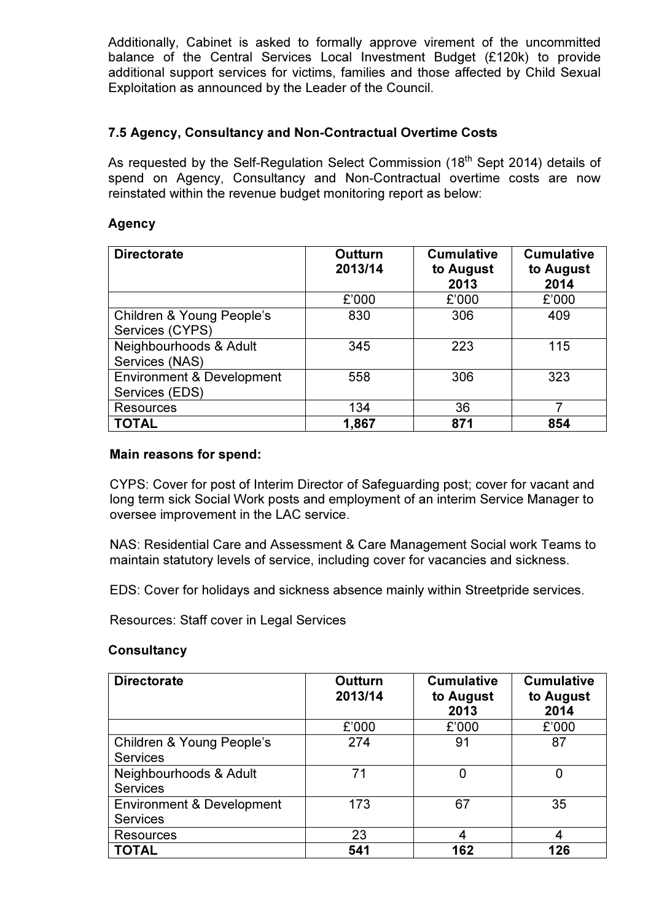Additionally, Cabinet is asked to formally approve virement of the uncommitted balance of the Central Services Local Investment Budget (£120k) to provide additional support services for victims, families and those affected by Child Sexual Exploitation as announced by the Leader of the Council.

### 7.5 Agency, Consultancy and Non-Contractual Overtime Costs

As requested by the Self-Regulation Select Commission (18th Sept 2014) details of spend on Agency, Consultancy and Non-Contractual overtime costs are now reinstated within the revenue budget monitoring report as below:

**Agency**

| Directorate | Outturn 2013/14 | Cumulative to August 2013 | Cumulative to August 2014 |
|---|---|---|---|
| | £'000 | £'000 | £'000 |
| Children & Young People's Services (CYPS) | 830 | 306 | 409 |
| Neighbourhoods & Adult Services (NAS) | 345 | 223 | 115 |
| Environment & Development Services (EDS) | 558 | 306 | 323 |
| Resources | 134 | 36 | 7 |
| **TOTAL** | **1,867** | **871** | **854** |

**Main reasons for spend:**

CYPS: Cover for post of Interim Director of Safeguarding post; cover for vacant and long term sick Social Work posts and employment of an interim Service Manager to oversee improvement in the LAC service.

NAS: Residential Care and Assessment & Care Management Social work Teams to maintain statutory levels of service, including cover for vacancies and sickness.

EDS: Cover for holidays and sickness absence mainly within Streetpride services.

Resources: Staff cover in Legal Services

**Consultancy**

| Directorate | Outturn 2013/14 | Cumulative to August 2013 | Cumulative to August 2014 |
|---|---|---|---|
| | £'000 | £'000 | £'000 |
| Children & Young People's Services | 274 | 91 | 87 |
| Neighbourhoods & Adult Services | 71 | 0 | 0 |
| Environment & Development Services | 173 | 67 | 35 |
| Resources | 23 | 4 | 4 |
| **TOTAL** | **541** | **162** | **126** |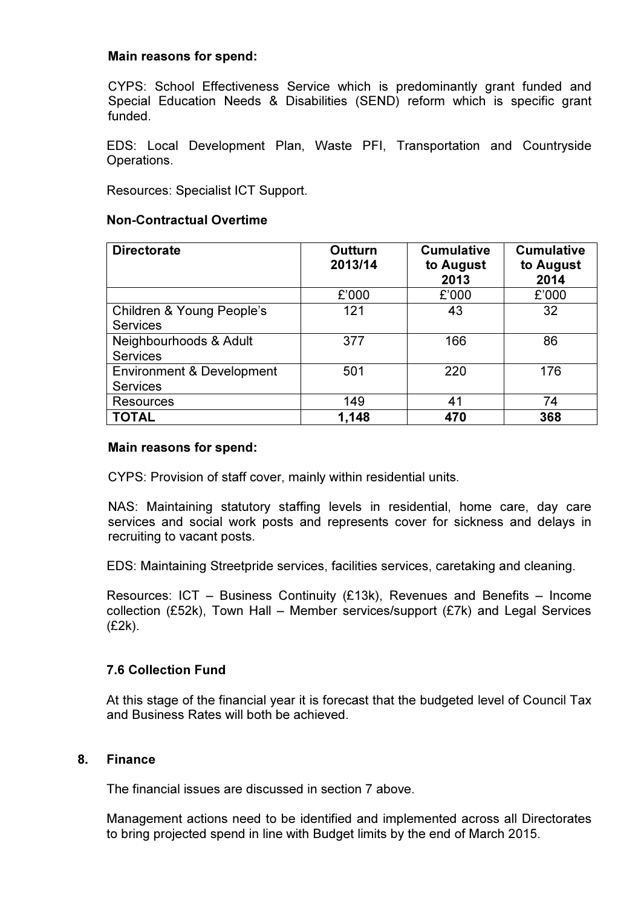**Main reasons for spend:**

CYPS: School Effectiveness Service which is predominantly grant funded and Special Education Needs & Disabilities (SEND) reform which is specific grant funded.

EDS: Local Development Plan, Waste PFI, Transportation and Countryside Operations.

Resources: Specialist ICT Support.

**Non-Contractual Overtime**

| Directorate | Outturn 2013/14 | Cumulative to August 2013 | Cumulative to August 2014 |
|---|---|---|---|
| | £'000 | £'000 | £'000 |
| Children & Young People's Services | 121 | 43 | 32 |
| Neighbourhoods & Adult Services | 377 | 166 | 86 |
| Environment & Development Services | 501 | 220 | 176 |
| Resources | 149 | 41 | 74 |
| **TOTAL** | **1,148** | **470** | **368** |

**Main reasons for spend:**

CYPS: Provision of staff cover, mainly within residential units.

NAS: Maintaining statutory staffing levels in residential, home care, day care services and social work posts and represents cover for sickness and delays in recruiting to vacant posts.

EDS: Maintaining Streetpride services, facilities services, caretaking and cleaning.

Resources: ICT – Business Continuity (£13k), Revenues and Benefits – Income collection (£52k), Town Hall – Member services/support (£7k) and Legal Services (£2k).

### 7.6 Collection Fund

At this stage of the financial year it is forecast that the budgeted level of Council Tax and Business Rates will both be achieved.

## 8. Finance

The financial issues are discussed in section 7 above.

Management actions need to be identified and implemented across all Directorates to bring projected spend in line with Budget limits by the end of March 2015.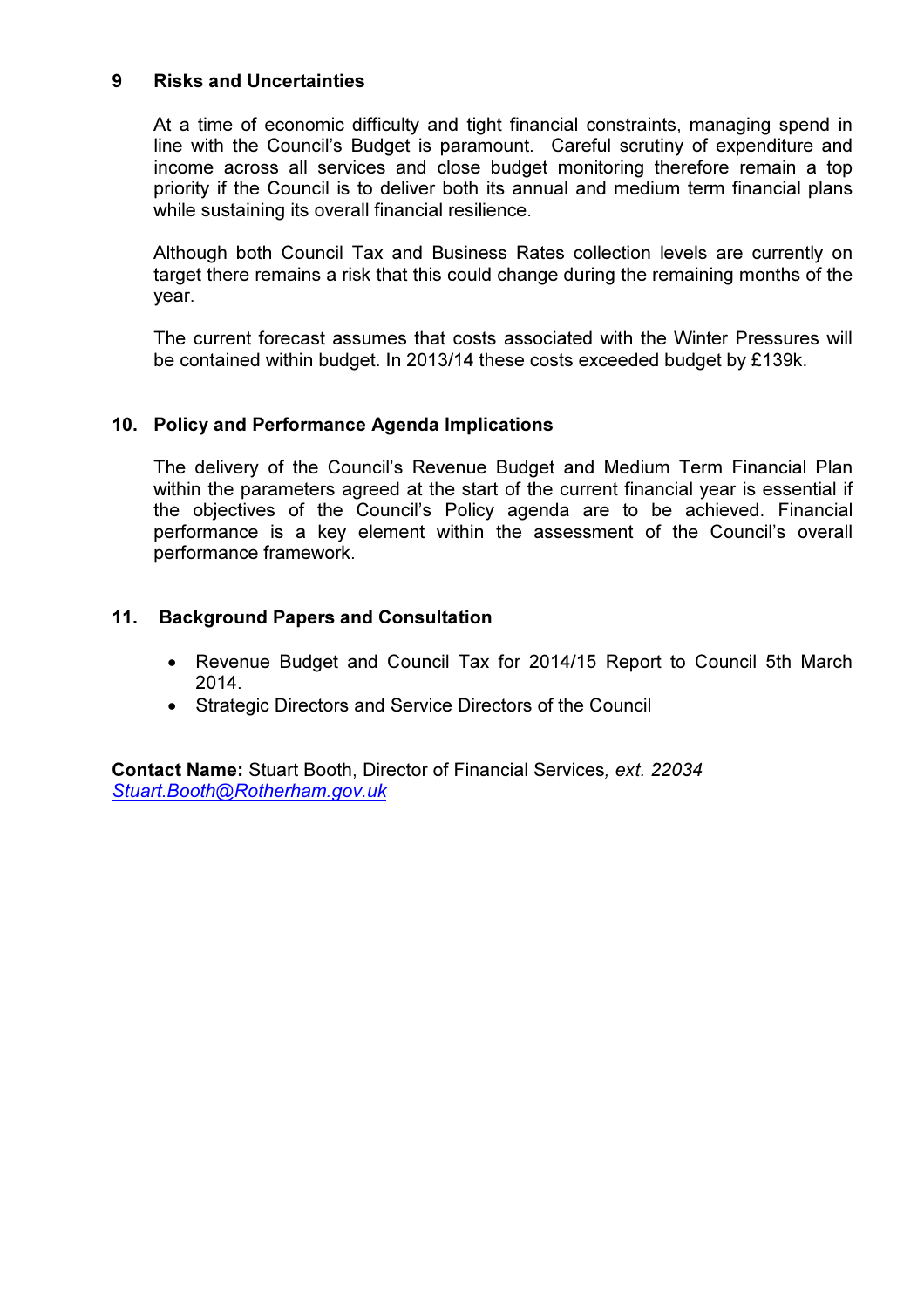## 9 Risks and Uncertainties

At a time of economic difficulty and tight financial constraints, managing spend in line with the Council's Budget is paramount. Careful scrutiny of expenditure and income across all services and close budget monitoring therefore remain a top priority if the Council is to deliver both its annual and medium term financial plans while sustaining its overall financial resilience.

Although both Council Tax and Business Rates collection levels are currently on target there remains a risk that this could change during the remaining months of the year.

The current forecast assumes that costs associated with the Winter Pressures will be contained within budget. In 2013/14 these costs exceeded budget by £139k.

## 10. Policy and Performance Agenda Implications

The delivery of the Council's Revenue Budget and Medium Term Financial Plan within the parameters agreed at the start of the current financial year is essential if the objectives of the Council's Policy agenda are to be achieved. Financial performance is a key element within the assessment of the Council's overall performance framework.

## 11. Background Papers and Consultation

- Revenue Budget and Council Tax for 2014/15 Report to Council 5th March 2014.
- Strategic Directors and Service Directors of the Council

**Contact Name:** Stuart Booth, Director of Financial Services, *ext. 22034*
*Stuart.Booth@Rotherham.gov.uk*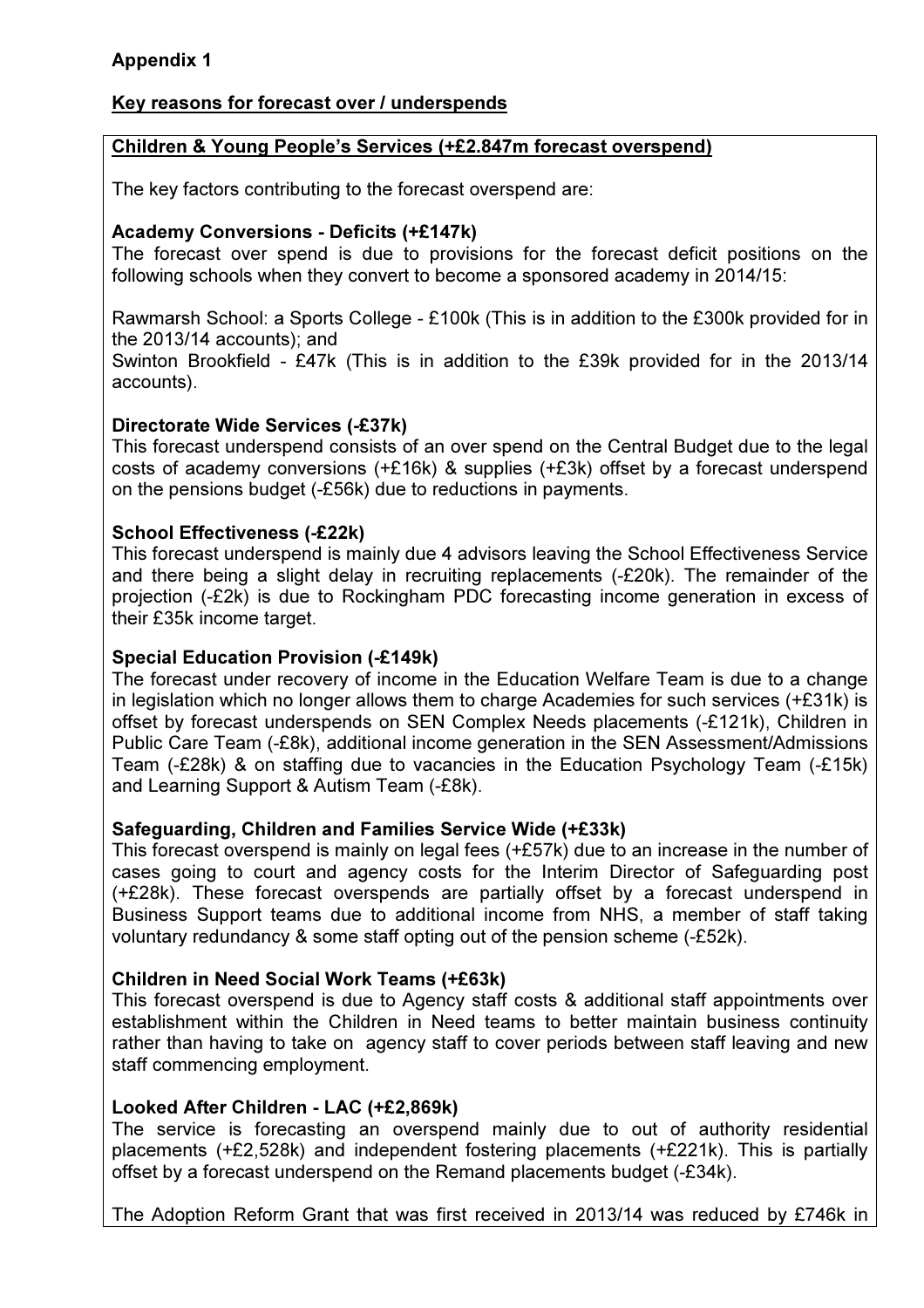**Appendix 1**

**Key reasons for forecast over / underspends**

**Children & Young People's Services (+£2.847m forecast overspend)**

The key factors contributing to the forecast overspend are:

**Academy Conversions - Deficits (+£147k)**
The forecast over spend is due to provisions for the forecast deficit positions on the following schools when they convert to become a sponsored academy in 2014/15:

Rawmarsh School: a Sports College - £100k (This is in addition to the £300k provided for in the 2013/14 accounts); and
Swinton Brookfield - £47k (This is in addition to the £39k provided for in the 2013/14 accounts).

**Directorate Wide Services (-£37k)**
This forecast underspend consists of an over spend on the Central Budget due to the legal costs of academy conversions (+£16k) & supplies (+£3k) offset by a forecast underspend on the pensions budget (-£56k) due to reductions in payments.

**School Effectiveness (-£22k)**
This forecast underspend is mainly due 4 advisors leaving the School Effectiveness Service and there being a slight delay in recruiting replacements (-£20k). The remainder of the projection (-£2k) is due to Rockingham PDC forecasting income generation in excess of their £35k income target.

**Special Education Provision (-£149k)**
The forecast under recovery of income in the Education Welfare Team is due to a change in legislation which no longer allows them to charge Academies for such services (+£31k) is offset by forecast underspends on SEN Complex Needs placements (-£121k), Children in Public Care Team (-£8k), additional income generation in the SEN Assessment/Admissions Team (-£28k) & on staffing due to vacancies in the Education Psychology Team (-£15k) and Learning Support & Autism Team (-£8k).

**Safeguarding, Children and Families Service Wide (+£33k)**
This forecast overspend is mainly on legal fees (+£57k) due to an increase in the number of cases going to court and agency costs for the Interim Director of Safeguarding post (+£28k). These forecast overspends are partially offset by a forecast underspend in Business Support teams due to additional income from NHS, a member of staff taking voluntary redundancy & some staff opting out of the pension scheme (-£52k).

**Children in Need Social Work Teams (+£63k)**
This forecast overspend is due to Agency staff costs & additional staff appointments over establishment within the Children in Need teams to better maintain business continuity rather than having to take on agency staff to cover periods between staff leaving and new staff commencing employment.

**Looked After Children - LAC (+£2,869k)**
The service is forecasting an overspend mainly due to out of authority residential placements (+£2,528k) and independent fostering placements (+£221k). This is partially offset by a forecast underspend on the Remand placements budget (-£34k).

The Adoption Reform Grant that was first received in 2013/14 was reduced by £746k in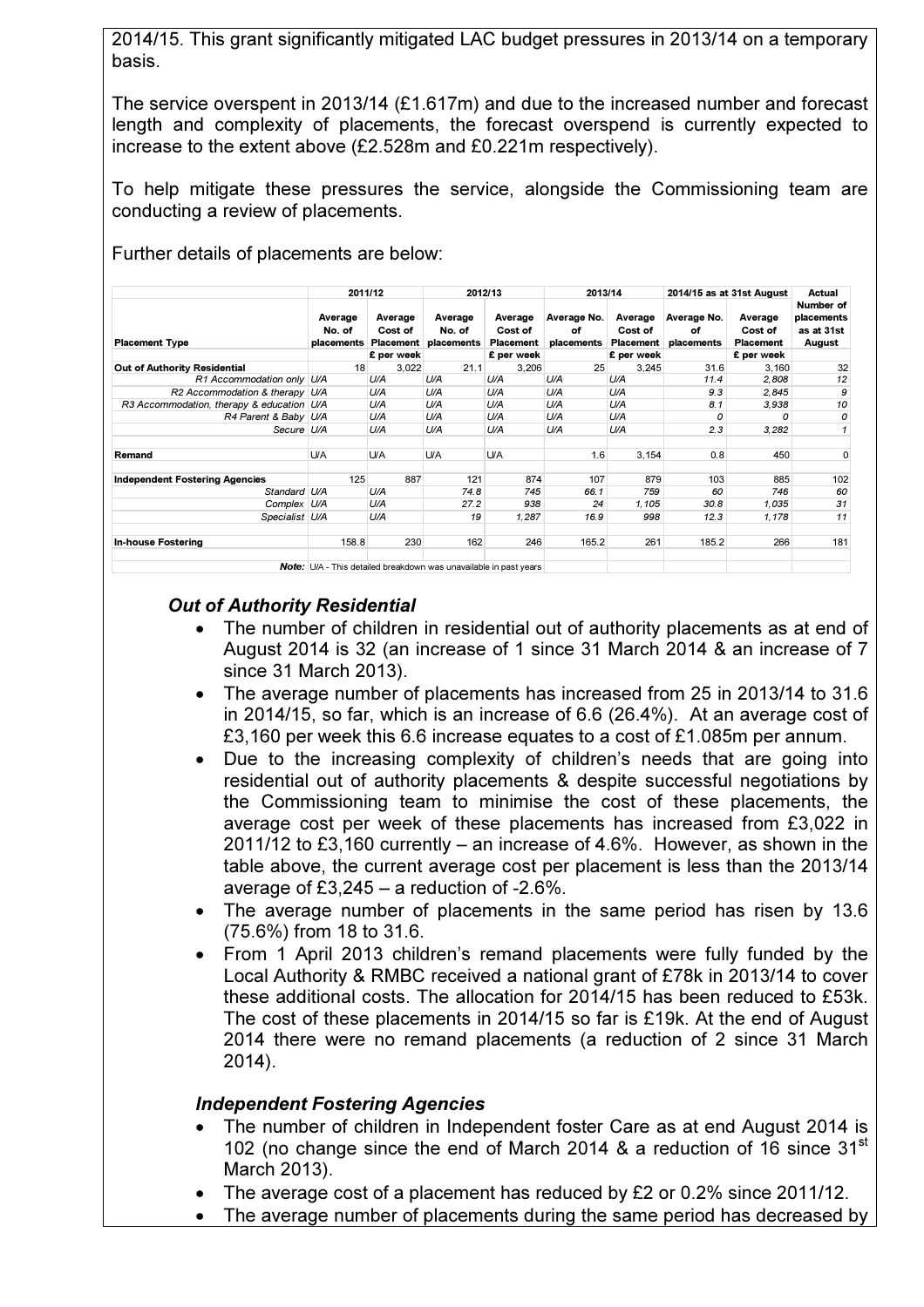2014/15. This grant significantly mitigated LAC budget pressures in 2013/14 on a temporary basis.

The service overspent in 2013/14 (£1.617m) and due to the increased number and forecast length and complexity of placements, the forecast overspend is currently expected to increase to the extent above (£2.528m and £0.221m respectively).

To help mitigate these pressures the service, alongside the Commissioning team are conducting a review of placements.

Further details of placements are below:

| Placement Type | 2011/12 | | 2012/13 | | 2013/14 | | 2014/15 as at 31st August | | Actual |
|---|---|---|---|---|---|---|---|---|---|
| | Average No. of placements | Average Cost of Placement £ per week | Average No. of placements | Average Cost of Placement £ per week | Average No. of placements | Average Cost of Placement £ per week | Average No. of placements | Average Cost of Placement £ per week | Number of placements as at 31st August |
| **Out of Authority Residential** | 18 | 3,022 | 21.1 | 3,206 | 25 | 3,245 | 31.6 | 3,160 | 32 |
| *R1 Accommodation only* | U/A | U/A | U/A | U/A | U/A | U/A | 11.4 | 2,808 | 12 |
| *R2 Accommodation & therapy* | U/A | U/A | U/A | U/A | U/A | U/A | 9.3 | 2,845 | 9 |
| *R3 Accommodation, therapy & education* | U/A | U/A | U/A | U/A | U/A | U/A | 8.1 | 3,938 | 10 |
| *R4 Parent & Baby* | U/A | U/A | U/A | U/A | U/A | U/A | 0 | 0 | 0 |
| *Secure* | U/A | U/A | U/A | U/A | U/A | U/A | 2.3 | 3,282 | 1 |
| | | | | | | | | | |
| **Remand** | U/A | U/A | U/A | U/A | 1.6 | 3,154 | 0.8 | 450 | 0 |
| | | | | | | | | | |
| **Independent Fostering Agencies** | 125 | 887 | 121 | 874 | 107 | 879 | 103 | 885 | 102 |
| *Standard* | U/A | U/A | 74.8 | 745 | 66.1 | 759 | 60 | 746 | 60 |
| *Complex* | U/A | U/A | 27.2 | 938 | 24 | 1,105 | 30.8 | 1,035 | 31 |
| *Specialist* | U/A | U/A | 19 | 1,287 | 16.9 | 998 | 12.3 | 1,178 | 11 |
| | | | | | | | | | |
| **In-house Fostering** | 158.8 | 230 | 162 | 246 | 165.2 | 261 | 185.2 | 266 | 181 |

***Note:*** U/A - This detailed breakdown was unavailable in past years

### *Out of Authority Residential*

- The number of children in residential out of authority placements as at end of August 2014 is 32 (an increase of 1 since 31 March 2014 & an increase of 7 since 31 March 2013).
- The average number of placements has increased from 25 in 2013/14 to 31.6 in 2014/15, so far, which is an increase of 6.6 (26.4%). At an average cost of £3,160 per week this 6.6 increase equates to a cost of £1.085m per annum.
- Due to the increasing complexity of children's needs that are going into residential out of authority placements & despite successful negotiations by the Commissioning team to minimise the cost of these placements, the average cost per week of these placements has increased from £3,022 in 2011/12 to £3,160 currently – an increase of 4.6%. However, as shown in the table above, the current average cost per placement is less than the 2013/14 average of £3,245 – a reduction of -2.6%.
- The average number of placements in the same period has risen by 13.6 (75.6%) from 18 to 31.6.
- From 1 April 2013 children's remand placements were fully funded by the Local Authority & RMBC received a national grant of £78k in 2013/14 to cover these additional costs. The allocation for 2014/15 has been reduced to £53k. The cost of these placements in 2014/15 so far is £19k. At the end of August 2014 there were no remand placements (a reduction of 2 since 31 March 2014).

### *Independent Fostering Agencies*

- The number of children in Independent foster Care as at end August 2014 is 102 (no change since the end of March 2014 & a reduction of 16 since 31st March 2013).
- The average cost of a placement has reduced by £2 or 0.2% since 2011/12.
- The average number of placements during the same period has decreased by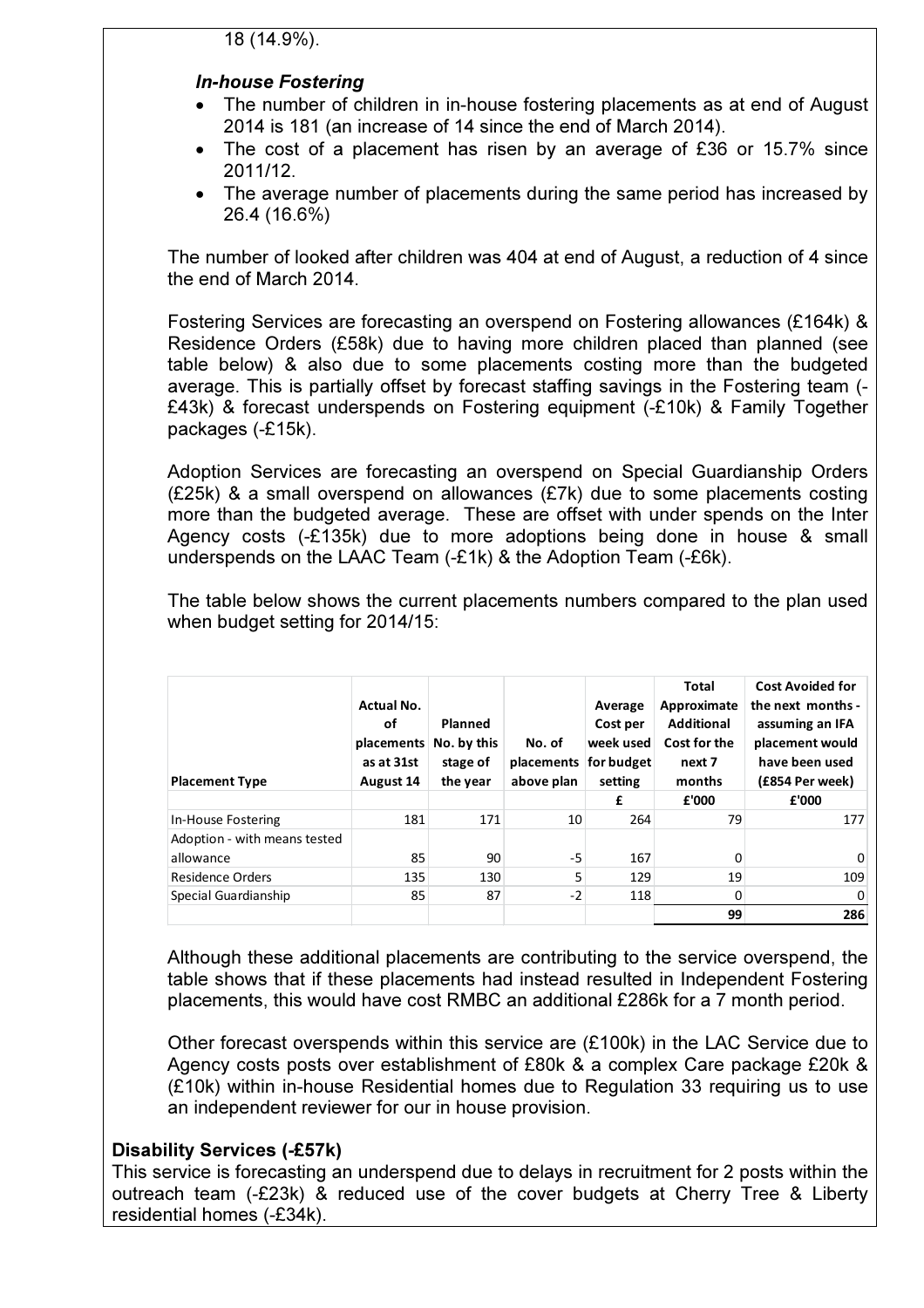18 (14.9%).

***In-house Fostering***

- The number of children in in-house fostering placements as at end of August 2014 is 181 (an increase of 14 since the end of March 2014).
- The cost of a placement has risen by an average of £36 or 15.7% since 2011/12.
- The average number of placements during the same period has increased by 26.4 (16.6%)

The number of looked after children was 404 at end of August, a reduction of 4 since the end of March 2014.

Fostering Services are forecasting an overspend on Fostering allowances (£164k) & Residence Orders (£58k) due to having more children placed than planned (see table below) & also due to some placements costing more than the budgeted average. This is partially offset by forecast staffing savings in the Fostering team (-£43k) & forecast underspends on Fostering equipment (-£10k) & Family Together packages (-£15k).

Adoption Services are forecasting an overspend on Special Guardianship Orders (£25k) & a small overspend on allowances (£7k) due to some placements costing more than the budgeted average. These are offset with under spends on the Inter Agency costs (-£135k) due to more adoptions being done in house & small underspends on the LAAC Team (-£1k) & the Adoption Team (-£6k).

The table below shows the current placements numbers compared to the plan used when budget setting for 2014/15:

| Placement Type | Actual No. of placements as at 31st August 14 | Planned No. by this stage of the year | No. of placements above plan | Average Cost per week used for budget setting | Total Approximate Additional Cost for the next 7 months | Cost Avoided for the next months - assuming an IFA placement would have been used (£854 Per week) |
|---|---|---|---|---|---|---|
| | | | | £ | £'000 | £'000 |
| In-House Fostering | 181 | 171 | 10 | 264 | 79 | 177 |
| Adoption - with means tested allowance | 85 | 90 | -5 | 167 | 0 | 0 |
| Residence Orders | 135 | 130 | 5 | 129 | 19 | 109 |
| Special Guardianship | 85 | 87 | -2 | 118 | 0 | 0 |
| | | | | | 99 | 286 |

Although these additional placements are contributing to the service overspend, the table shows that if these placements had instead resulted in Independent Fostering placements, this would have cost RMBC an additional £286k for a 7 month period.

Other forecast overspends within this service are (£100k) in the LAC Service due to Agency costs posts over establishment of £80k & a complex Care package £20k & (£10k) within in-house Residential homes due to Regulation 33 requiring us to use an independent reviewer for our in house provision.

**Disability Services (-£57k)**

This service is forecasting an underspend due to delays in recruitment for 2 posts within the outreach team (-£23k) & reduced use of the cover budgets at Cherry Tree & Liberty residential homes (-£34k).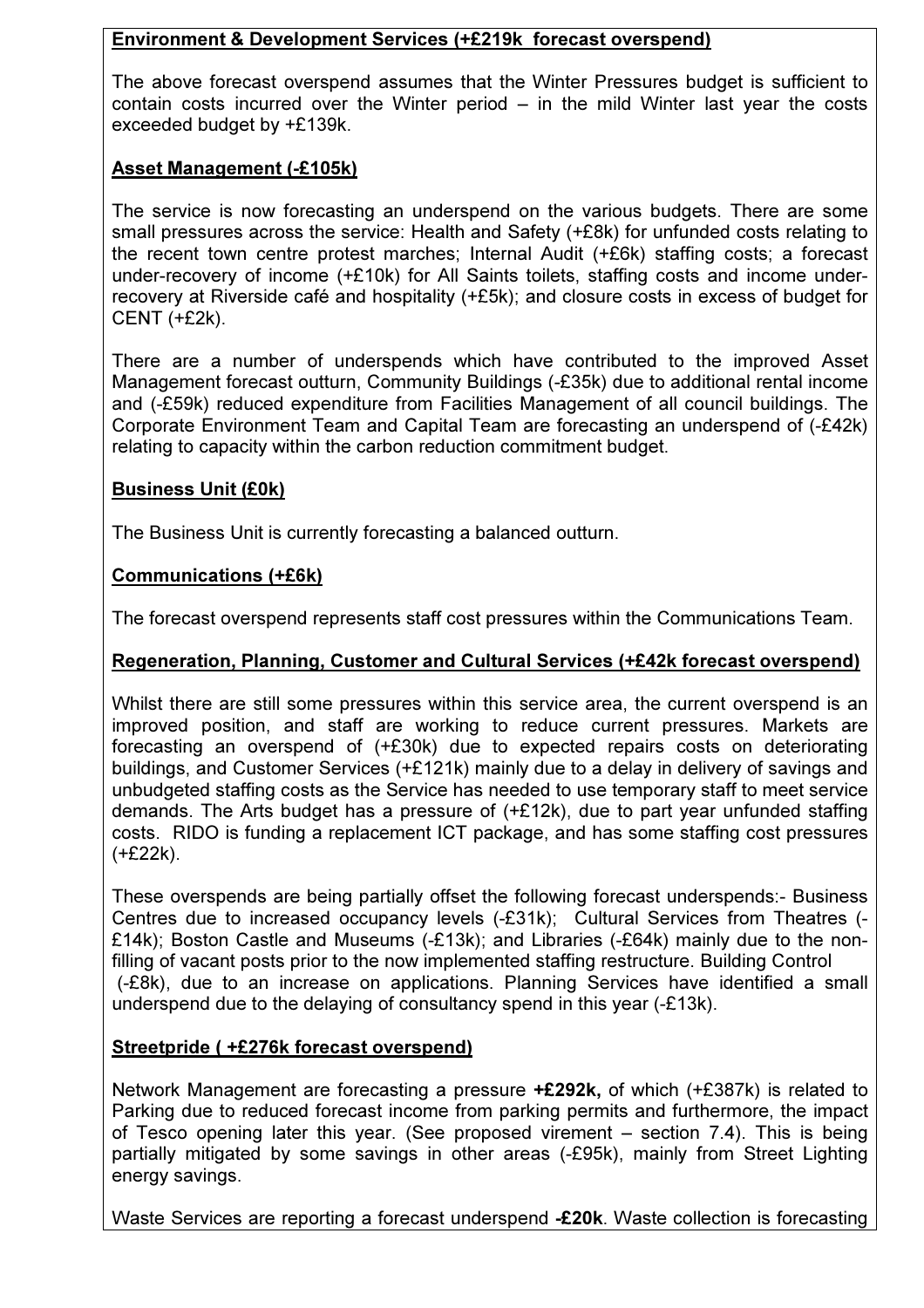**Environment & Development Services (+£219k forecast overspend)**

The above forecast overspend assumes that the Winter Pressures budget is sufficient to contain costs incurred over the Winter period – in the mild Winter last year the costs exceeded budget by +£139k.

**Asset Management (-£105k)**

The service is now forecasting an underspend on the various budgets. There are some small pressures across the service: Health and Safety (+£8k) for unfunded costs relating to the recent town centre protest marches; Internal Audit (+£6k) staffing costs; a forecast under-recovery of income (+£10k) for All Saints toilets, staffing costs and income under-recovery at Riverside café and hospitality (+£5k); and closure costs in excess of budget for CENT (+£2k).

There are a number of underspends which have contributed to the improved Asset Management forecast outturn, Community Buildings (-£35k) due to additional rental income and (-£59k) reduced expenditure from Facilities Management of all council buildings. The Corporate Environment Team and Capital Team are forecasting an underspend of (-£42k) relating to capacity within the carbon reduction commitment budget.

**Business Unit (£0k)**

The Business Unit is currently forecasting a balanced outturn.

**Communications (+£6k)**

The forecast overspend represents staff cost pressures within the Communications Team.

**Regeneration, Planning, Customer and Cultural Services (+£42k forecast overspend)**

Whilst there are still some pressures within this service area, the current overspend is an improved position, and staff are working to reduce current pressures. Markets are forecasting an overspend of (+£30k) due to expected repairs costs on deteriorating buildings, and Customer Services (+£121k) mainly due to a delay in delivery of savings and unbudgeted staffing costs as the Service has needed to use temporary staff to meet service demands. The Arts budget has a pressure of (+£12k), due to part year unfunded staffing costs. RIDO is funding a replacement ICT package, and has some staffing cost pressures (+£22k).

These overspends are being partially offset the following forecast underspends:- Business Centres due to increased occupancy levels (-£31k); Cultural Services from Theatres (-£14k); Boston Castle and Museums (-£13k); and Libraries (-£64k) mainly due to the non-filling of vacant posts prior to the now implemented staffing restructure. Building Control (-£8k), due to an increase on applications. Planning Services have identified a small underspend due to the delaying of consultancy spend in this year (-£13k).

**Streetpride ( +£276k forecast overspend)**

Network Management are forecasting a pressure **+£292k,** of which (+£387k) is related to Parking due to reduced forecast income from parking permits and furthermore, the impact of Tesco opening later this year. (See proposed virement – section 7.4). This is being partially mitigated by some savings in other areas (-£95k), mainly from Street Lighting energy savings.

Waste Services are reporting a forecast underspend **-£20k**. Waste collection is forecasting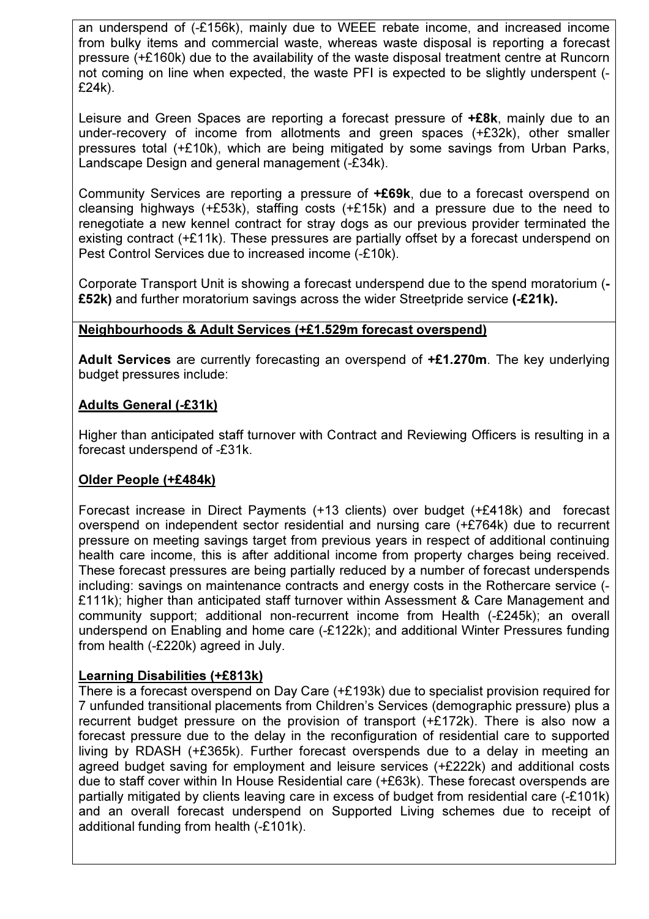an underspend of (-£156k), mainly due to WEEE rebate income, and increased income from bulky items and commercial waste, whereas waste disposal is reporting a forecast pressure (+£160k) due to the availability of the waste disposal treatment centre at Runcorn not coming on line when expected, the waste PFI is expected to be slightly underspent (-£24k).

Leisure and Green Spaces are reporting a forecast pressure of **+£8k**, mainly due to an under-recovery of income from allotments and green spaces (+£32k), other smaller pressures total (+£10k), which are being mitigated by some savings from Urban Parks, Landscape Design and general management (-£34k).

Community Services are reporting a pressure of **+£69k**, due to a forecast overspend on cleansing highways (+£53k), staffing costs (+£15k) and a pressure due to the need to renegotiate a new kennel contract for stray dogs as our previous provider terminated the existing contract (+£11k). These pressures are partially offset by a forecast underspend on Pest Control Services due to increased income (-£10k).

Corporate Transport Unit is showing a forecast underspend due to the spend moratorium **(-£52k)** and further moratorium savings across the wider Streetpride service **(-£21k).**

**Neighbourhoods & Adult Services (+£1.529m forecast overspend)**

**Adult Services** are currently forecasting an overspend of **+£1.270m**. The key underlying budget pressures include:

**Adults General (-£31k)**

Higher than anticipated staff turnover with Contract and Reviewing Officers is resulting in a forecast underspend of -£31k.

**Older People (+£484k)**

Forecast increase in Direct Payments (+13 clients) over budget (+£418k) and forecast overspend on independent sector residential and nursing care (+£764k) due to recurrent pressure on meeting savings target from previous years in respect of additional continuing health care income, this is after additional income from property charges being received. These forecast pressures are being partially reduced by a number of forecast underspends including: savings on maintenance contracts and energy costs in the Rothercare service (-£111k); higher than anticipated staff turnover within Assessment & Care Management and community support; additional non-recurrent income from Health (-£245k); an overall underspend on Enabling and home care (-£122k); and additional Winter Pressures funding from health (-£220k) agreed in July.

**Learning Disabilities (+£813k)**

There is a forecast overspend on Day Care (+£193k) due to specialist provision required for 7 unfunded transitional placements from Children's Services (demographic pressure) plus a recurrent budget pressure on the provision of transport (+£172k). There is also now a forecast pressure due to the delay in the reconfiguration of residential care to supported living by RDASH (+£365k). Further forecast overspends due to a delay in meeting an agreed budget saving for employment and leisure services (+£222k) and additional costs due to staff cover within In House Residential care (+£63k). These forecast overspends are partially mitigated by clients leaving care in excess of budget from residential care (-£101k) and an overall forecast underspend on Supported Living schemes due to receipt of additional funding from health (-£101k).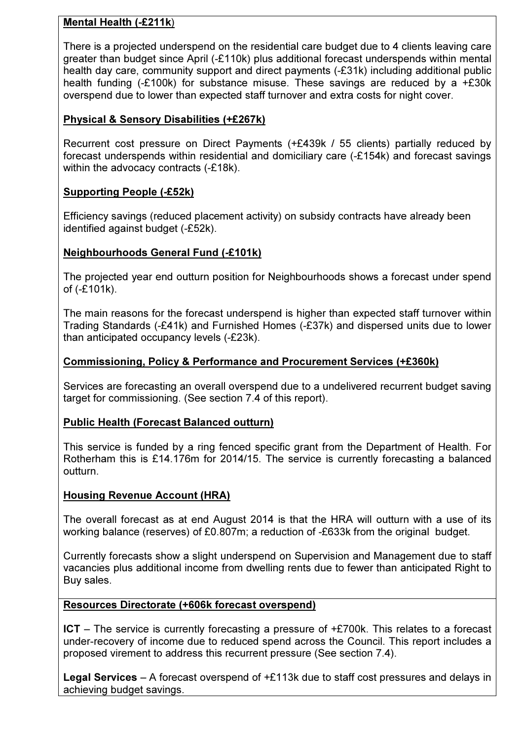**Mental Health (-£211k)**

There is a projected underspend on the residential care budget due to 4 clients leaving care greater than budget since April (-£110k) plus additional forecast underspends within mental health day care, community support and direct payments (-£31k) including additional public health funding (-£100k) for substance misuse. These savings are reduced by a +£30k overspend due to lower than expected staff turnover and extra costs for night cover.

**Physical & Sensory Disabilities (+£267k)**

Recurrent cost pressure on Direct Payments (+£439k / 55 clients) partially reduced by forecast underspends within residential and domiciliary care (-£154k) and forecast savings within the advocacy contracts (-£18k).

**Supporting People (-£52k)**

Efficiency savings (reduced placement activity) on subsidy contracts have already been identified against budget (-£52k).

**Neighbourhoods General Fund (-£101k)**

The projected year end outturn position for Neighbourhoods shows a forecast under spend of (-£101k).

The main reasons for the forecast underspend is higher than expected staff turnover within Trading Standards (-£41k) and Furnished Homes (-£37k) and dispersed units due to lower than anticipated occupancy levels (-£23k).

**Commissioning, Policy & Performance and Procurement Services (+£360k)**

Services are forecasting an overall overspend due to a undelivered recurrent budget saving target for commissioning. (See section 7.4 of this report).

**Public Health (Forecast Balanced outturn)**

This service is funded by a ring fenced specific grant from the Department of Health. For Rotherham this is £14.176m for 2014/15. The service is currently forecasting a balanced outturn.

**Housing Revenue Account (HRA)**

The overall forecast as at end August 2014 is that the HRA will outturn with a use of its working balance (reserves) of £0.807m; a reduction of -£633k from the original budget.

Currently forecasts show a slight underspend on Supervision and Management due to staff vacancies plus additional income from dwelling rents due to fewer than anticipated Right to Buy sales.

**Resources Directorate (+606k forecast overspend)**

**ICT** – The service is currently forecasting a pressure of +£700k. This relates to a forecast under-recovery of income due to reduced spend across the Council. This report includes a proposed virement to address this recurrent pressure (See section 7.4).

**Legal Services** – A forecast overspend of +£113k due to staff cost pressures and delays in achieving budget savings.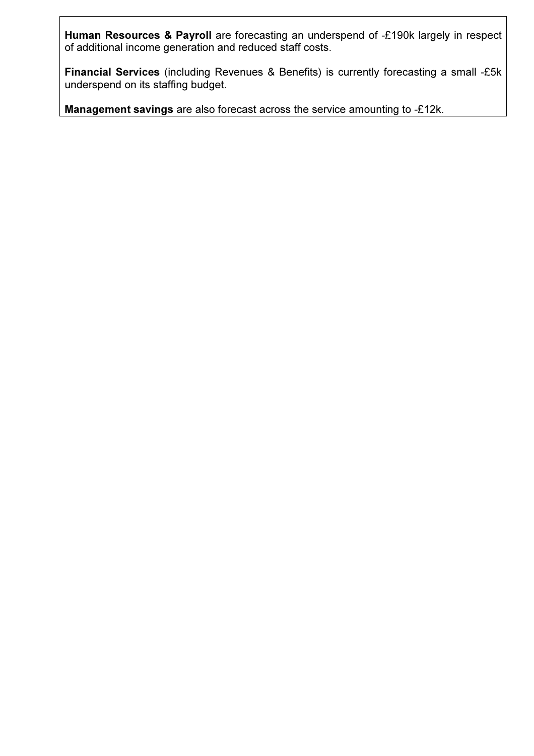**Human Resources & Payroll** are forecasting an underspend of -£190k largely in respect of additional income generation and reduced staff costs.

**Financial Services** (including Revenues & Benefits) is currently forecasting a small -£5k underspend on its staffing budget.

**Management savings** are also forecast across the service amounting to -£12k.